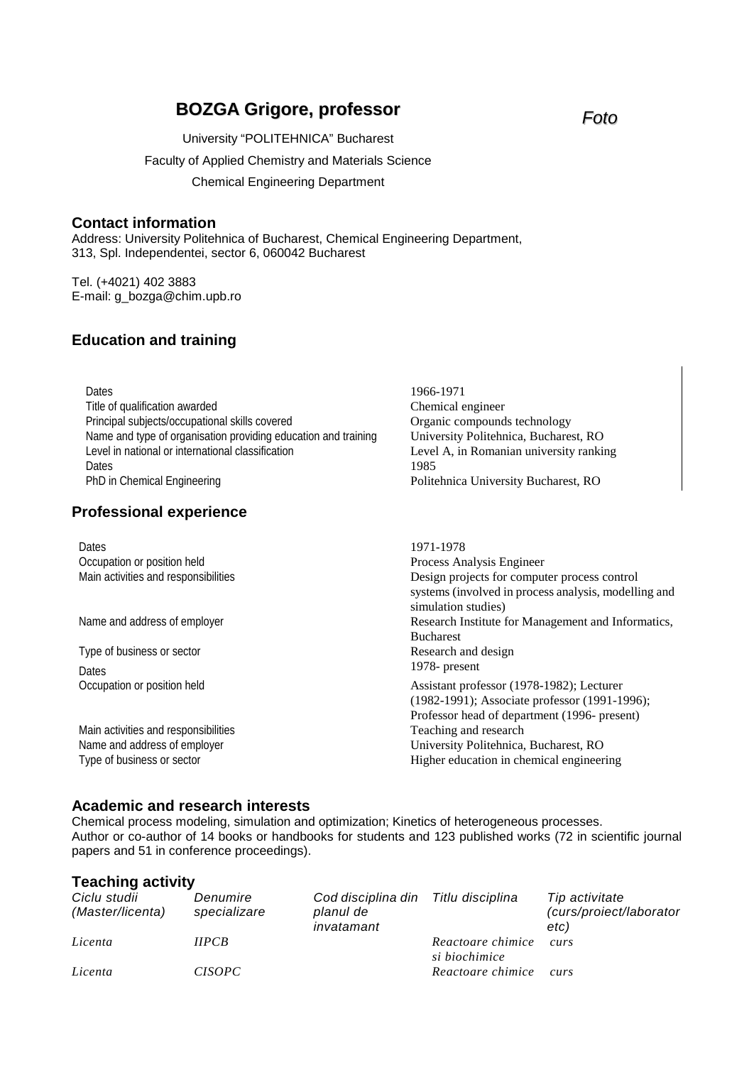# BOZGA Grigore, professor

*Foto*

University "POLITEHNICA" Bucharest

Faculty of Applied Chemistry and Materials Science

Chemical Engineering Department

## Contact information

Address: University Politehnica of Bucharest, Chemical Engineering Department, 313, Spl. Independentei, sector 6, 060042 Bucharest

Tel. (+4021) 402 3883
E-mail: g_bozga@chim.upb.ro

## Education and training

| | |
|---|---|
| Dates | 1966-1971 |
| Title of qualification awarded | Chemical engineer |
| Principal subjects/occupational skills covered | Organic compounds technology |
| Name and type of organisation providing education and training | University Politehnica, Bucharest, RO |
| Level in national or international classification | Level A, in Romanian university ranking |
| Dates | 1985 |
| PhD in Chemical Engineering | Politehnica University Bucharest, RO |

## Professional experience

| | |
|---|---|
| Dates | 1971-1978 |
| Occupation or position held | Process Analysis Engineer |
| Main activities and responsibilities | Design projects for computer process control systems (involved in process analysis, modelling and simulation studies) |
| Name and address of employer | Research Institute for Management and Informatics, Bucharest |
| Type of business or sector | Research and design |
| Dates | 1978- present |
| Occupation or position held | Assistant professor (1978-1982); Lecturer (1982-1991); Associate professor (1991-1996); Professor head of department (1996- present) |
| Main activities and responsibilities | Teaching and research |
| Name and address of employer | University Politehnica, Bucharest, RO |
| Type of business or sector | Higher education in chemical engineering |

## Academic and research interests

Chemical process modeling, simulation and optimization; Kinetics of heterogeneous processes.
Author or co-author of 14 books or handbooks for students and 123 published works (72 in scientific journal papers and 51 in conference proceedings).

## Teaching activity

| *Ciclu studii (Master/licenta)* | *Denumire specializare* | *Cod disciplina din planul de invatamant* | *Titlu disciplina* | *Tip activitate (curs/proiect/laborator etc)* |
|---|---|---|---|---|
| *Licenta* | *IIPCB* | | *Reactoare chimice si biochimice* | *curs* |
| *Licenta* | *CISOPC* | | *Reactoare chimice* | *curs* |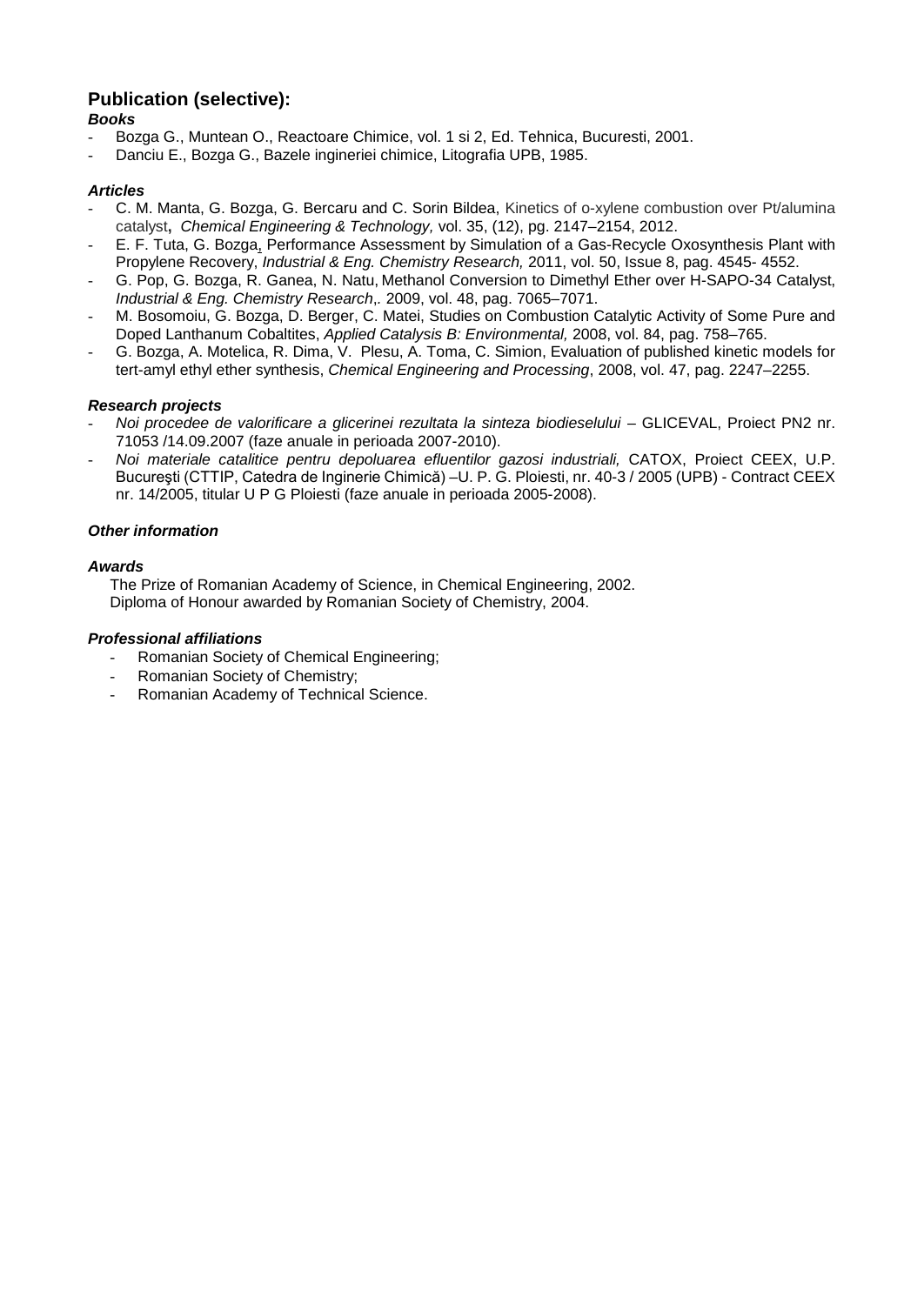## Publication (selective):

***Books***

- Bozga G., Muntean O., Reactoare Chimice, vol. 1 si 2, Ed. Tehnica, Bucuresti, 2001.
- Danciu E., Bozga G., Bazele ingineriei chimice, Litografia UPB, 1985.

***Articles***

- C. M. Manta, G. Bozga, G. Bercaru and C. Sorin Bildea, Kinetics of o-xylene combustion over Pt/alumina catalyst**,** *Chemical Engineering & Technology,* vol. 35, (12), pg. 2147–2154, 2012.
- E. F. Tuta, G. Bozga, Performance Assessment by Simulation of a Gas-Recycle Oxosynthesis Plant with Propylene Recovery, *Industrial & Eng. Chemistry Research,* 2011, vol. 50, Issue 8, pag. 4545- 4552.
- G. Pop, G. Bozga, R. Ganea, N. Natu, Methanol Conversion to Dimethyl Ether over H-SAPO-34 Catalyst, *Industrial & Eng. Chemistry Research*,*.* 2009, vol. 48, pag. 7065–7071.
- M. Bosomoiu, G. Bozga, D. Berger, C. Matei, Studies on Combustion Catalytic Activity of Some Pure and Doped Lanthanum Cobaltites, *Applied Catalysis B: Environmental,* 2008, vol. 84, pag. 758–765.
- G. Bozga, A. Motelica, R. Dima, V. Plesu, A. Toma, C. Simion, Evaluation of published kinetic models for tert-amyl ethyl ether synthesis, *Chemical Engineering and Processing*, 2008, vol. 47, pag. 2247–2255.

***Research projects***

- *Noi procedee de valorificare a glicerinei rezultata la sinteza biodieselului* – GLICEVAL, Proiect PN2 nr. 71053 /14.09.2007 (faze anuale in perioada 2007-2010).
- *Noi materiale catalitice pentru depoluarea efluentilor gazosi industriali,* CATOX, Proiect CEEX, U.P. Bucureşti (CTTIP, Catedra de Inginerie Chimică) –U. P. G. Ploiesti, nr. 40-3 / 2005 (UPB) - Contract CEEX nr. 14/2005, titular U P G Ploiesti (faze anuale in perioada 2005-2008).

***Other information***

***Awards***

The Prize of Romanian Academy of Science, in Chemical Engineering, 2002.
Diploma of Honour awarded by Romanian Society of Chemistry, 2004.

***Professional affiliations***

- Romanian Society of Chemical Engineering;
- Romanian Society of Chemistry;
- Romanian Academy of Technical Science.